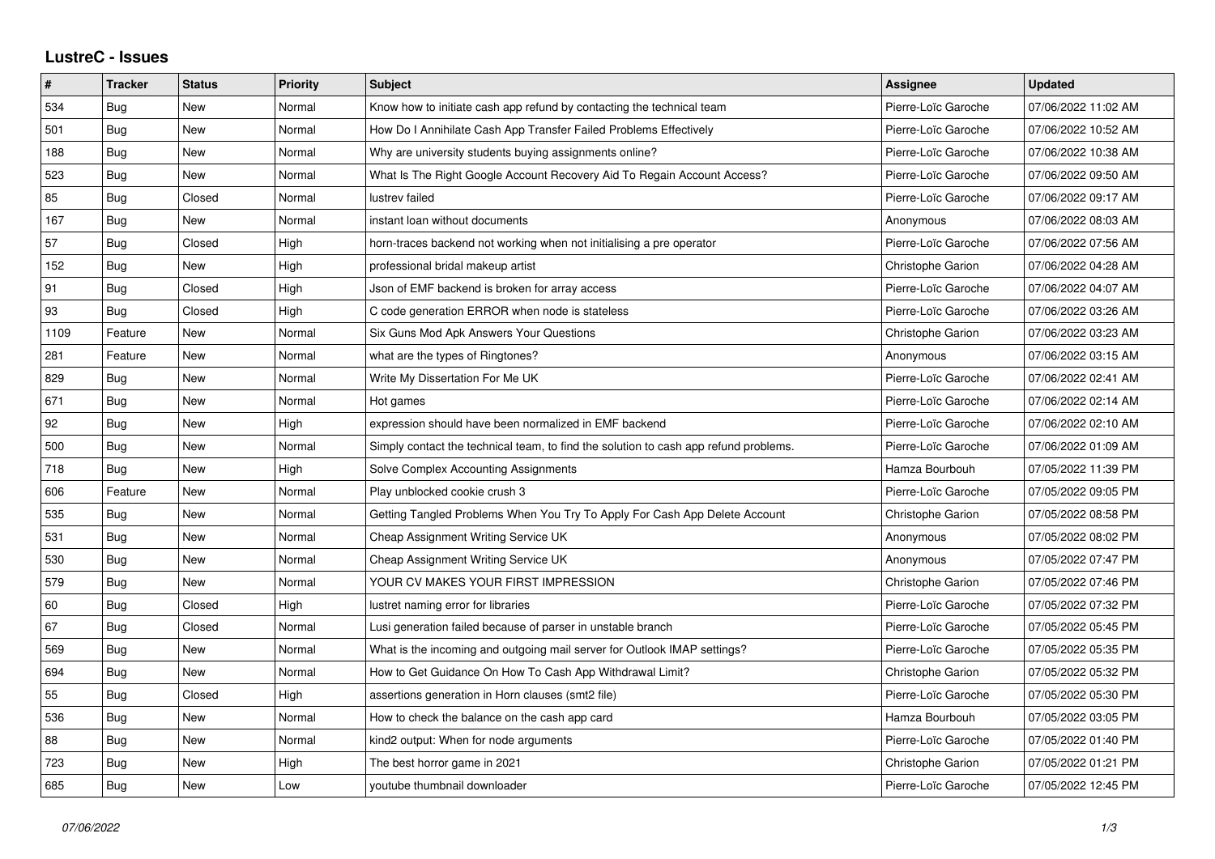# LustreC - Issues

| # | Tracker | Status | Priority | Subject | Assignee | Updated |
|---|---|---|---|---|---|---|
| 534 | Bug | New | Normal | Know how to initiate cash app refund by contacting the technical team | Pierre-Loïc Garoche | 07/06/2022 11:02 AM |
| 501 | Bug | New | Normal | How Do I Annihilate Cash App Transfer Failed Problems Effectively | Pierre-Loïc Garoche | 07/06/2022 10:52 AM |
| 188 | Bug | New | Normal | Why are university students buying assignments online? | Pierre-Loïc Garoche | 07/06/2022 10:38 AM |
| 523 | Bug | New | Normal | What Is The Right Google Account Recovery Aid To Regain Account Access? | Pierre-Loïc Garoche | 07/06/2022 09:50 AM |
| 85 | Bug | Closed | Normal | lustrev failed | Pierre-Loïc Garoche | 07/06/2022 09:17 AM |
| 167 | Bug | New | Normal | instant loan without documents | Anonymous | 07/06/2022 08:03 AM |
| 57 | Bug | Closed | High | horn-traces backend not working when not initialising a pre operator | Pierre-Loïc Garoche | 07/06/2022 07:56 AM |
| 152 | Bug | New | High | professional bridal makeup artist | Christophe Garion | 07/06/2022 04:28 AM |
| 91 | Bug | Closed | High | Json of EMF backend is broken for array access | Pierre-Loïc Garoche | 07/06/2022 04:07 AM |
| 93 | Bug | Closed | High | C code generation ERROR when node is stateless | Pierre-Loïc Garoche | 07/06/2022 03:26 AM |
| 1109 | Feature | New | Normal | Six Guns Mod Apk Answers Your Questions | Christophe Garion | 07/06/2022 03:23 AM |
| 281 | Feature | New | Normal | what are the types of Ringtones? | Anonymous | 07/06/2022 03:15 AM |
| 829 | Bug | New | Normal | Write My Dissertation For Me UK | Pierre-Loïc Garoche | 07/06/2022 02:41 AM |
| 671 | Bug | New | Normal | Hot games | Pierre-Loïc Garoche | 07/06/2022 02:14 AM |
| 92 | Bug | New | High | expression should have been normalized in EMF backend | Pierre-Loïc Garoche | 07/06/2022 02:10 AM |
| 500 | Bug | New | Normal | Simply contact the technical team, to find the solution to cash app refund problems. | Pierre-Loïc Garoche | 07/06/2022 01:09 AM |
| 718 | Bug | New | High | Solve Complex Accounting Assignments | Hamza Bourbouh | 07/05/2022 11:39 PM |
| 606 | Feature | New | Normal | Play unblocked cookie crush 3 | Pierre-Loïc Garoche | 07/05/2022 09:05 PM |
| 535 | Bug | New | Normal | Getting Tangled Problems When You Try To Apply For Cash App Delete Account | Christophe Garion | 07/05/2022 08:58 PM |
| 531 | Bug | New | Normal | Cheap Assignment Writing Service UK | Anonymous | 07/05/2022 08:02 PM |
| 530 | Bug | New | Normal | Cheap Assignment Writing Service UK | Anonymous | 07/05/2022 07:47 PM |
| 579 | Bug | New | Normal | YOUR CV MAKES YOUR FIRST IMPRESSION | Christophe Garion | 07/05/2022 07:46 PM |
| 60 | Bug | Closed | High | lustret naming error for libraries | Pierre-Loïc Garoche | 07/05/2022 07:32 PM |
| 67 | Bug | Closed | Normal | Lusi generation failed because of parser in unstable branch | Pierre-Loïc Garoche | 07/05/2022 05:45 PM |
| 569 | Bug | New | Normal | What is the incoming and outgoing mail server for Outlook IMAP settings? | Pierre-Loïc Garoche | 07/05/2022 05:35 PM |
| 694 | Bug | New | Normal | How to Get Guidance On How To Cash App Withdrawal Limit? | Christophe Garion | 07/05/2022 05:32 PM |
| 55 | Bug | Closed | High | assertions generation in Horn clauses (smt2 file) | Pierre-Loïc Garoche | 07/05/2022 05:30 PM |
| 536 | Bug | New | Normal | How to check the balance on the cash app card | Hamza Bourbouh | 07/05/2022 03:05 PM |
| 88 | Bug | New | Normal | kind2 output: When for node arguments | Pierre-Loïc Garoche | 07/05/2022 01:40 PM |
| 723 | Bug | New | High | The best horror game in 2021 | Christophe Garion | 07/05/2022 01:21 PM |
| 685 | Bug | New | Low | youtube thumbnail downloader | Pierre-Loïc Garoche | 07/05/2022 12:45 PM |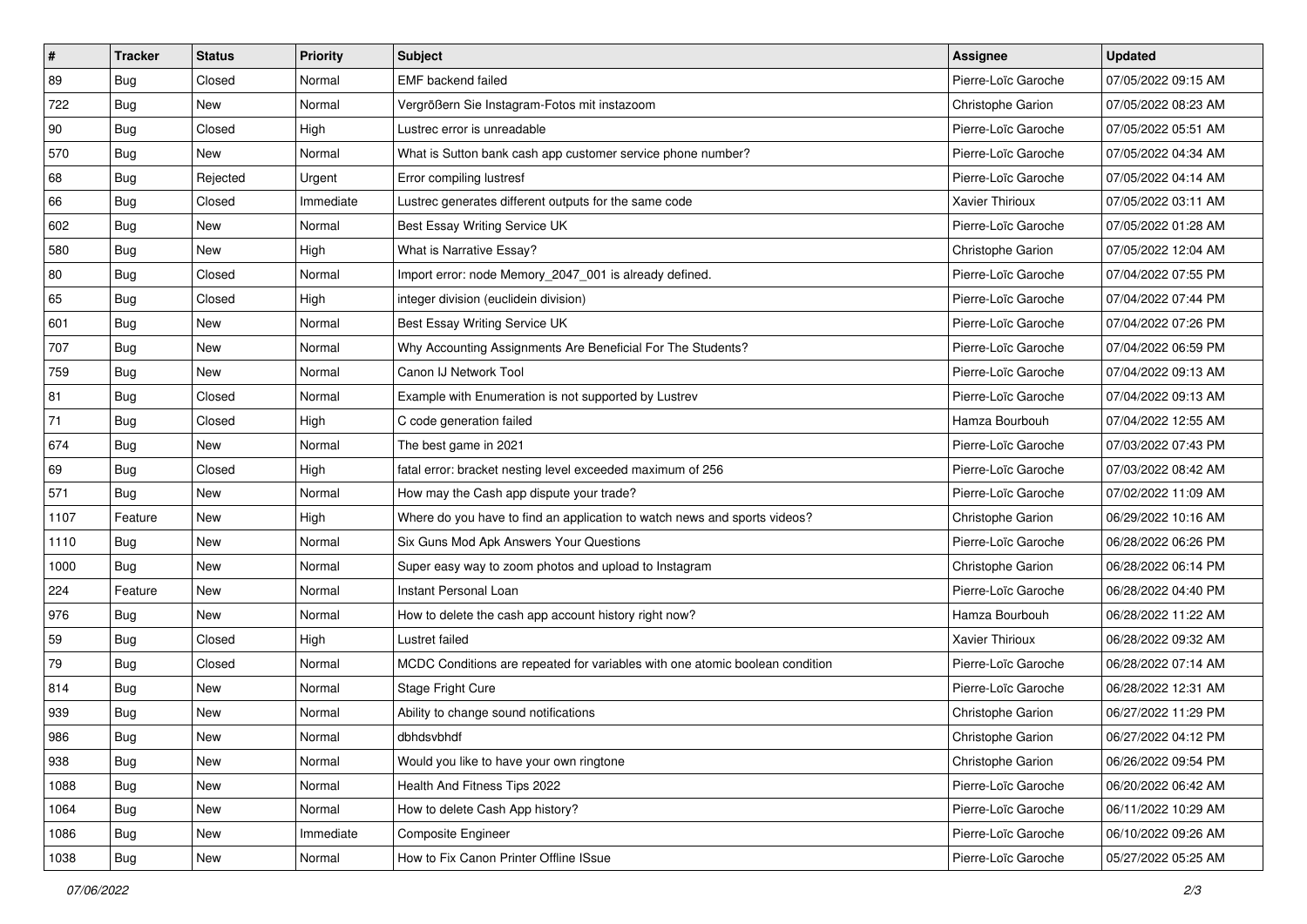| # | Tracker | Status | Priority | Subject | Assignee | Updated |
|---|---|---|---|---|---|---|
| 89 | Bug | Closed | Normal | EMF backend failed | Pierre-Loïc Garoche | 07/05/2022 09:15 AM |
| 722 | Bug | New | Normal | Vergrößern Sie Instagram-Fotos mit instazoom | Christophe Garion | 07/05/2022 08:23 AM |
| 90 | Bug | Closed | High | Lustrec error is unreadable | Pierre-Loïc Garoche | 07/05/2022 05:51 AM |
| 570 | Bug | New | Normal | What is Sutton bank cash app customer service phone number? | Pierre-Loïc Garoche | 07/05/2022 04:34 AM |
| 68 | Bug | Rejected | Urgent | Error compiling lustresf | Pierre-Loïc Garoche | 07/05/2022 04:14 AM |
| 66 | Bug | Closed | Immediate | Lustrec generates different outputs for the same code | Xavier Thirioux | 07/05/2022 03:11 AM |
| 602 | Bug | New | Normal | Best Essay Writing Service UK | Pierre-Loïc Garoche | 07/05/2022 01:28 AM |
| 580 | Bug | New | High | What is Narrative Essay? | Christophe Garion | 07/05/2022 12:04 AM |
| 80 | Bug | Closed | Normal | Import error: node Memory_2047_001 is already defined. | Pierre-Loïc Garoche | 07/04/2022 07:55 PM |
| 65 | Bug | Closed | High | integer division (euclidein division) | Pierre-Loïc Garoche | 07/04/2022 07:44 PM |
| 601 | Bug | New | Normal | Best Essay Writing Service UK | Pierre-Loïc Garoche | 07/04/2022 07:26 PM |
| 707 | Bug | New | Normal | Why Accounting Assignments Are Beneficial For The Students? | Pierre-Loïc Garoche | 07/04/2022 06:59 PM |
| 759 | Bug | New | Normal | Canon IJ Network Tool | Pierre-Loïc Garoche | 07/04/2022 09:13 AM |
| 81 | Bug | Closed | Normal | Example with Enumeration is not supported by Lustrev | Pierre-Loïc Garoche | 07/04/2022 09:13 AM |
| 71 | Bug | Closed | High | C code generation failed | Hamza Bourbouh | 07/04/2022 12:55 AM |
| 674 | Bug | New | Normal | The best game in 2021 | Pierre-Loïc Garoche | 07/03/2022 07:43 PM |
| 69 | Bug | Closed | High | fatal error: bracket nesting level exceeded maximum of 256 | Pierre-Loïc Garoche | 07/03/2022 08:42 AM |
| 571 | Bug | New | Normal | How may the Cash app dispute your trade? | Pierre-Loïc Garoche | 07/02/2022 11:09 AM |
| 1107 | Feature | New | High | Where do you have to find an application to watch news and sports videos? | Christophe Garion | 06/29/2022 10:16 AM |
| 1110 | Bug | New | Normal | Six Guns Mod Apk Answers Your Questions | Pierre-Loïc Garoche | 06/28/2022 06:26 PM |
| 1000 | Bug | New | Normal | Super easy way to zoom photos and upload to Instagram | Christophe Garion | 06/28/2022 06:14 PM |
| 224 | Feature | New | Normal | Instant Personal Loan | Pierre-Loïc Garoche | 06/28/2022 04:40 PM |
| 976 | Bug | New | Normal | How to delete the cash app account history right now? | Hamza Bourbouh | 06/28/2022 11:22 AM |
| 59 | Bug | Closed | High | Lustret failed | Xavier Thirioux | 06/28/2022 09:32 AM |
| 79 | Bug | Closed | Normal | MCDC Conditions are repeated for variables with one atomic boolean condition | Pierre-Loïc Garoche | 06/28/2022 07:14 AM |
| 814 | Bug | New | Normal | Stage Fright Cure | Pierre-Loïc Garoche | 06/28/2022 12:31 AM |
| 939 | Bug | New | Normal | Ability to change sound notifications | Christophe Garion | 06/27/2022 11:29 PM |
| 986 | Bug | New | Normal | dbhdsvbhdf | Christophe Garion | 06/27/2022 04:12 PM |
| 938 | Bug | New | Normal | Would you like to have your own ringtone | Christophe Garion | 06/26/2022 09:54 PM |
| 1088 | Bug | New | Normal | Health And Fitness Tips 2022 | Pierre-Loïc Garoche | 06/20/2022 06:42 AM |
| 1064 | Bug | New | Normal | How to delete Cash App history? | Pierre-Loïc Garoche | 06/11/2022 10:29 AM |
| 1086 | Bug | New | Immediate | Composite Engineer | Pierre-Loïc Garoche | 06/10/2022 09:26 AM |
| 1038 | Bug | New | Normal | How to Fix Canon Printer Offline ISsue | Pierre-Loïc Garoche | 05/27/2022 05:25 AM |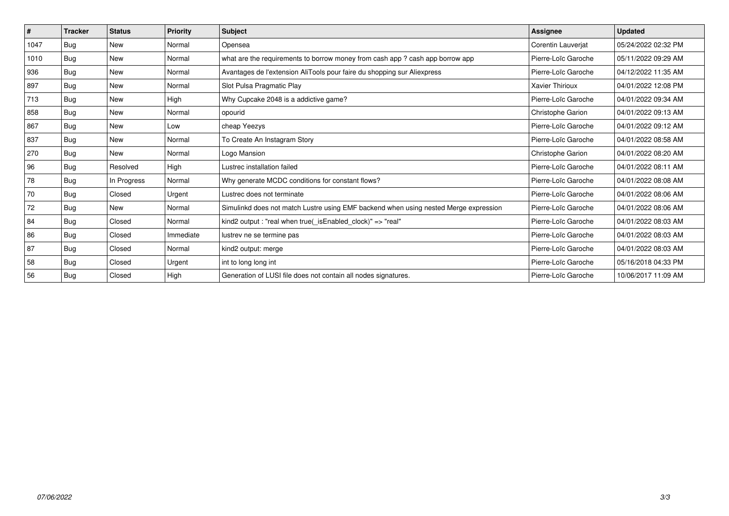| # | Tracker | Status | Priority | Subject | Assignee | Updated |
|---|---|---|---|---|---|---|
| 1047 | Bug | New | Normal | Opensea | Corentin Lauverjat | 05/24/2022 02:32 PM |
| 1010 | Bug | New | Normal | what are the requirements to borrow money from cash app ? cash app borrow app | Pierre-Loïc Garoche | 05/11/2022 09:29 AM |
| 936 | Bug | New | Normal | Avantages de l'extension AliTools pour faire du shopping sur Aliexpress | Pierre-Loïc Garoche | 04/12/2022 11:35 AM |
| 897 | Bug | New | Normal | Slot Pulsa Pragmatic Play | Xavier Thirioux | 04/01/2022 12:08 PM |
| 713 | Bug | New | High | Why Cupcake 2048 is a addictive game? | Pierre-Loïc Garoche | 04/01/2022 09:34 AM |
| 858 | Bug | New | Normal | opourid | Christophe Garion | 04/01/2022 09:13 AM |
| 867 | Bug | New | Low | cheap Yeezys | Pierre-Loïc Garoche | 04/01/2022 09:12 AM |
| 837 | Bug | New | Normal | To Create An Instagram Story | Pierre-Loïc Garoche | 04/01/2022 08:58 AM |
| 270 | Bug | New | Normal | Logo Mansion | Christophe Garion | 04/01/2022 08:20 AM |
| 96 | Bug | Resolved | High | Lustrec installation failed | Pierre-Loïc Garoche | 04/01/2022 08:11 AM |
| 78 | Bug | In Progress | Normal | Why generate MCDC conditions for constant flows? | Pierre-Loïc Garoche | 04/01/2022 08:08 AM |
| 70 | Bug | Closed | Urgent | Lustrec does not terminate | Pierre-Loïc Garoche | 04/01/2022 08:06 AM |
| 72 | Bug | New | Normal | Simulinkd does not match Lustre using EMF backend when using nested Merge expression | Pierre-Loïc Garoche | 04/01/2022 08:06 AM |
| 84 | Bug | Closed | Normal | kind2 output : "real when true(_isEnabled_clock)" => "real" | Pierre-Loïc Garoche | 04/01/2022 08:03 AM |
| 86 | Bug | Closed | Immediate | lustrev ne se termine pas | Pierre-Loïc Garoche | 04/01/2022 08:03 AM |
| 87 | Bug | Closed | Normal | kind2 output: merge | Pierre-Loïc Garoche | 04/01/2022 08:03 AM |
| 58 | Bug | Closed | Urgent | int to long long int | Pierre-Loïc Garoche | 05/16/2018 04:33 PM |
| 56 | Bug | Closed | High | Generation of LUSI file does not contain all nodes signatures. | Pierre-Loïc Garoche | 10/06/2017 11:09 AM |

*07/06/2022*